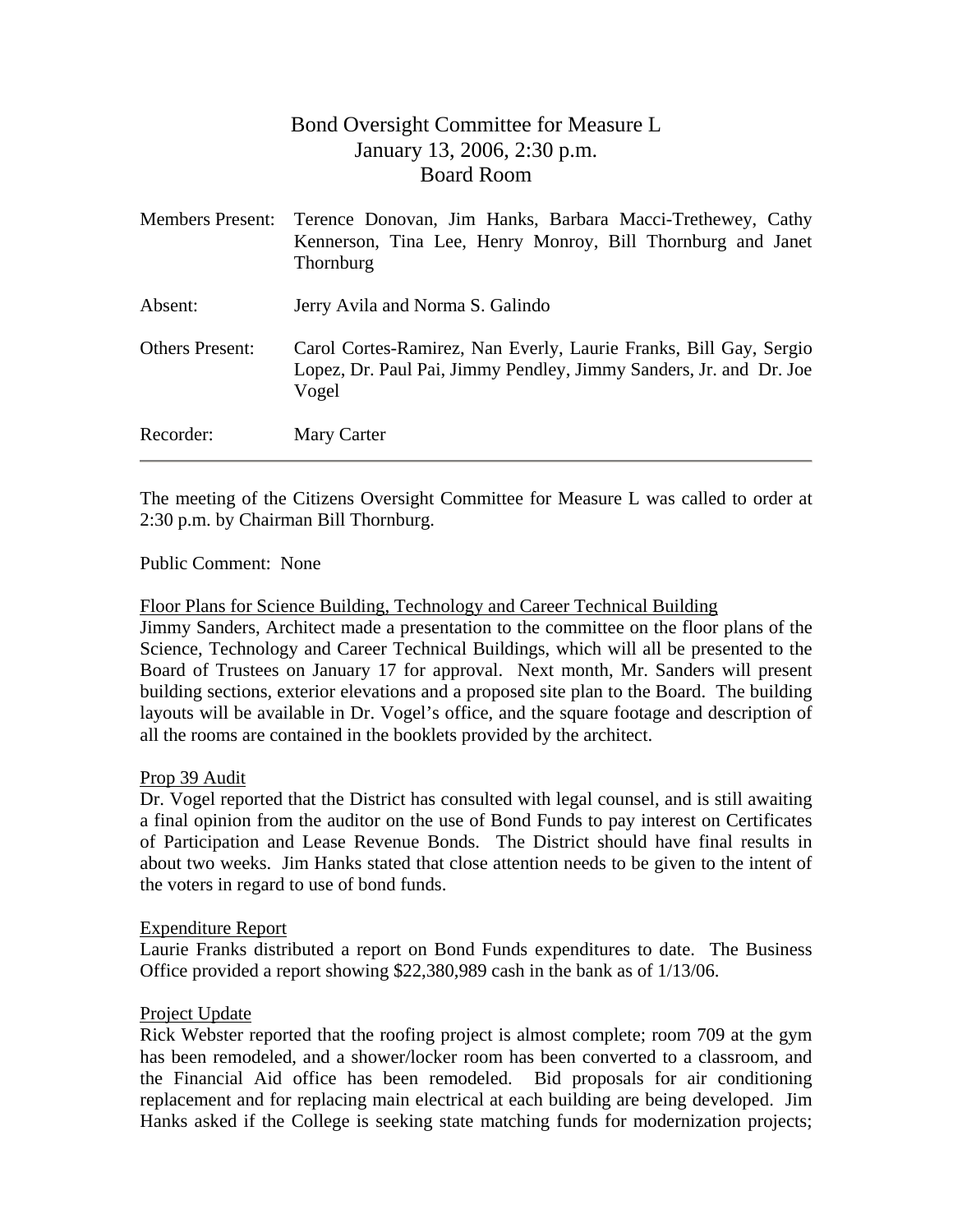# Bond Oversight Committee for Measure L
## January 13, 2006, 2:30 p.m.
## Board Room

| | |
|---|---|
| Members Present: | Terence Donovan, Jim Hanks, Barbara Macci-Trethewey, Cathy Kennerson, Tina Lee, Henry Monroy, Bill Thornburg and Janet Thornburg |
| Absent: | Jerry Avila and Norma S. Galindo |
| Others Present: | Carol Cortes-Ramirez, Nan Everly, Laurie Franks, Bill Gay, Sergio Lopez, Dr. Paul Pai, Jimmy Pendley, Jimmy Sanders, Jr. and Dr. Joe Vogel |
| Recorder: | Mary Carter |

---

The meeting of the Citizens Oversight Committee for Measure L was called to order at 2:30 p.m. by Chairman Bill Thornburg.

Public Comment: None

Floor Plans for Science Building, Technology and Career Technical Building

Jimmy Sanders, Architect made a presentation to the committee on the floor plans of the Science, Technology and Career Technical Buildings, which will all be presented to the Board of Trustees on January 17 for approval. Next month, Mr. Sanders will present building sections, exterior elevations and a proposed site plan to the Board. The building layouts will be available in Dr. Vogel's office, and the square footage and description of all the rooms are contained in the booklets provided by the architect.

Prop 39 Audit

Dr. Vogel reported that the District has consulted with legal counsel, and is still awaiting a final opinion from the auditor on the use of Bond Funds to pay interest on Certificates of Participation and Lease Revenue Bonds. The District should have final results in about two weeks. Jim Hanks stated that close attention needs to be given to the intent of the voters in regard to use of bond funds.

Expenditure Report

Laurie Franks distributed a report on Bond Funds expenditures to date. The Business Office provided a report showing $22,380,989 cash in the bank as of 1/13/06.

Project Update

Rick Webster reported that the roofing project is almost complete; room 709 at the gym has been remodeled, and a shower/locker room has been converted to a classroom, and the Financial Aid office has been remodeled. Bid proposals for air conditioning replacement and for replacing main electrical at each building are being developed. Jim Hanks asked if the College is seeking state matching funds for modernization projects;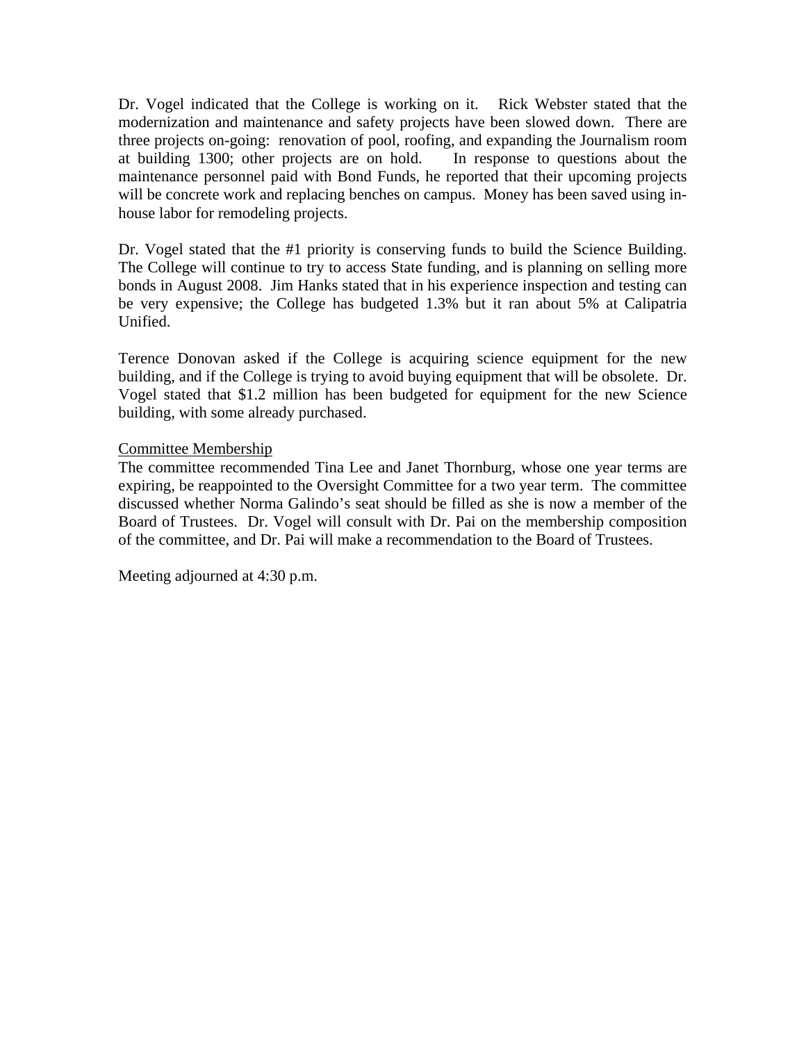Dr. Vogel indicated that the College is working on it. Rick Webster stated that the modernization and maintenance and safety projects have been slowed down. There are three projects on-going: renovation of pool, roofing, and expanding the Journalism room at building 1300; other projects are on hold. In response to questions about the maintenance personnel paid with Bond Funds, he reported that their upcoming projects will be concrete work and replacing benches on campus. Money has been saved using in-house labor for remodeling projects.

Dr. Vogel stated that the #1 priority is conserving funds to build the Science Building. The College will continue to try to access State funding, and is planning on selling more bonds in August 2008. Jim Hanks stated that in his experience inspection and testing can be very expensive; the College has budgeted 1.3% but it ran about 5% at Calipatria Unified.

Terence Donovan asked if the College is acquiring science equipment for the new building, and if the College is trying to avoid buying equipment that will be obsolete. Dr. Vogel stated that $1.2 million has been budgeted for equipment for the new Science building, with some already purchased.

<u>Committee Membership</u>

The committee recommended Tina Lee and Janet Thornburg, whose one year terms are expiring, be reappointed to the Oversight Committee for a two year term. The committee discussed whether Norma Galindo's seat should be filled as she is now a member of the Board of Trustees. Dr. Vogel will consult with Dr. Pai on the membership composition of the committee, and Dr. Pai will make a recommendation to the Board of Trustees.

Meeting adjourned at 4:30 p.m.